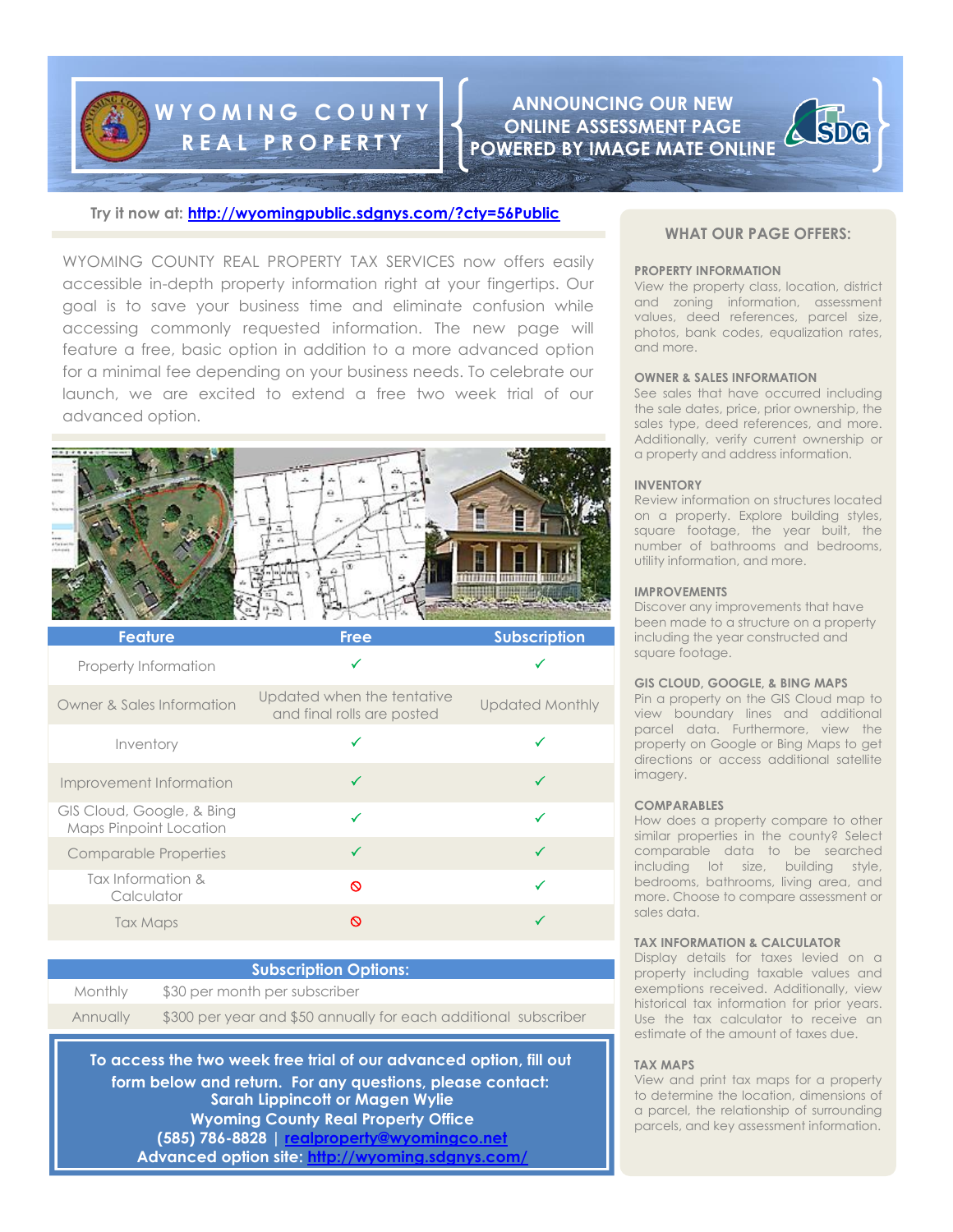# WYOMING COUNTY REAL PROPERTY

## ANNOUNCING OUR NEW ONLINE ASSESSMENT PAGE POWERED BY IMAGE MATE ONLINE

**Try it now at: http://wyomingpublic.sdgnys.com/?cty=56Public**

WYOMING COUNTY REAL PROPERTY TAX SERVICES now offers easily accessible in-depth property information right at your fingertips. Our goal is to save your business time and eliminate confusion while accessing commonly requested information. The new page will feature a free, basic option in addition to a more advanced option for a minimal fee depending on your business needs. To celebrate our launch, we are excited to extend a free two week trial of our advanced option.

| Feature | Free | Subscription |
|---|---|---|
| Property Information | ✓ | ✓ |
| Owner & Sales Information | Updated when the tentative and final rolls are posted | Updated Monthly |
| Inventory | ✓ | ✓ |
| Improvement Information | ✓ | ✓ |
| GIS Cloud, Google, & Bing Maps Pinpoint Location | ✓ | ✓ |
| Comparable Properties | ✓ | ✓ |
| Tax Information & Calculator | ⦸ | ✓ |
| Tax Maps | ⦸ | ✓ |

| Subscription Options: | |
|---|---|
| Monthly | $30 per month per subscriber |
| Annually | $300 per year and $50 annually for each additional subscriber |

**To access the two week free trial of our advanced option, fill out form below and return. For any questions, please contact:**
**Sarah Lippincott or Magen Wylie**
**Wyoming County Real Property Office**
**(585) 786-8828 | realproperty@wyomingco.net**
**Advanced option site: http://wyoming.sdgnys.com/**

## WHAT OUR PAGE OFFERS:

**PROPERTY INFORMATION**
View the property class, location, district and zoning information, assessment values, deed references, parcel size, photos, bank codes, equalization rates, and more.

**OWNER & SALES INFORMATION**
See sales that have occurred including the sale dates, price, prior ownership, the sales type, deed references, and more. Additionally, verify current ownership or a property and address information.

**INVENTORY**
Review information on structures located on a property. Explore building styles, square footage, the year built, the number of bathrooms and bedrooms, utility information, and more.

**IMPROVEMENTS**
Discover any improvements that have been made to a structure on a property including the year constructed and square footage.

**GIS CLOUD, GOOGLE, & BING MAPS**
Pin a property on the GIS Cloud map to view boundary lines and additional parcel data. Furthermore, view the property on Google or Bing Maps to get directions or access additional satellite imagery.

**COMPARABLES**
How does a property compare to other similar properties in the county? Select comparable data to be searched including lot size, building style, bedrooms, bathrooms, living area, and more. Choose to compare assessment or sales data.

**TAX INFORMATION & CALCULATOR**
Display details for taxes levied on a property including taxable values and exemptions received. Additionally, view historical tax information for prior years. Use the tax calculator to receive an estimate of the amount of taxes due.

**TAX MAPS**
View and print tax maps for a property to determine the location, dimensions of a parcel, the relationship of surrounding parcels, and key assessment information.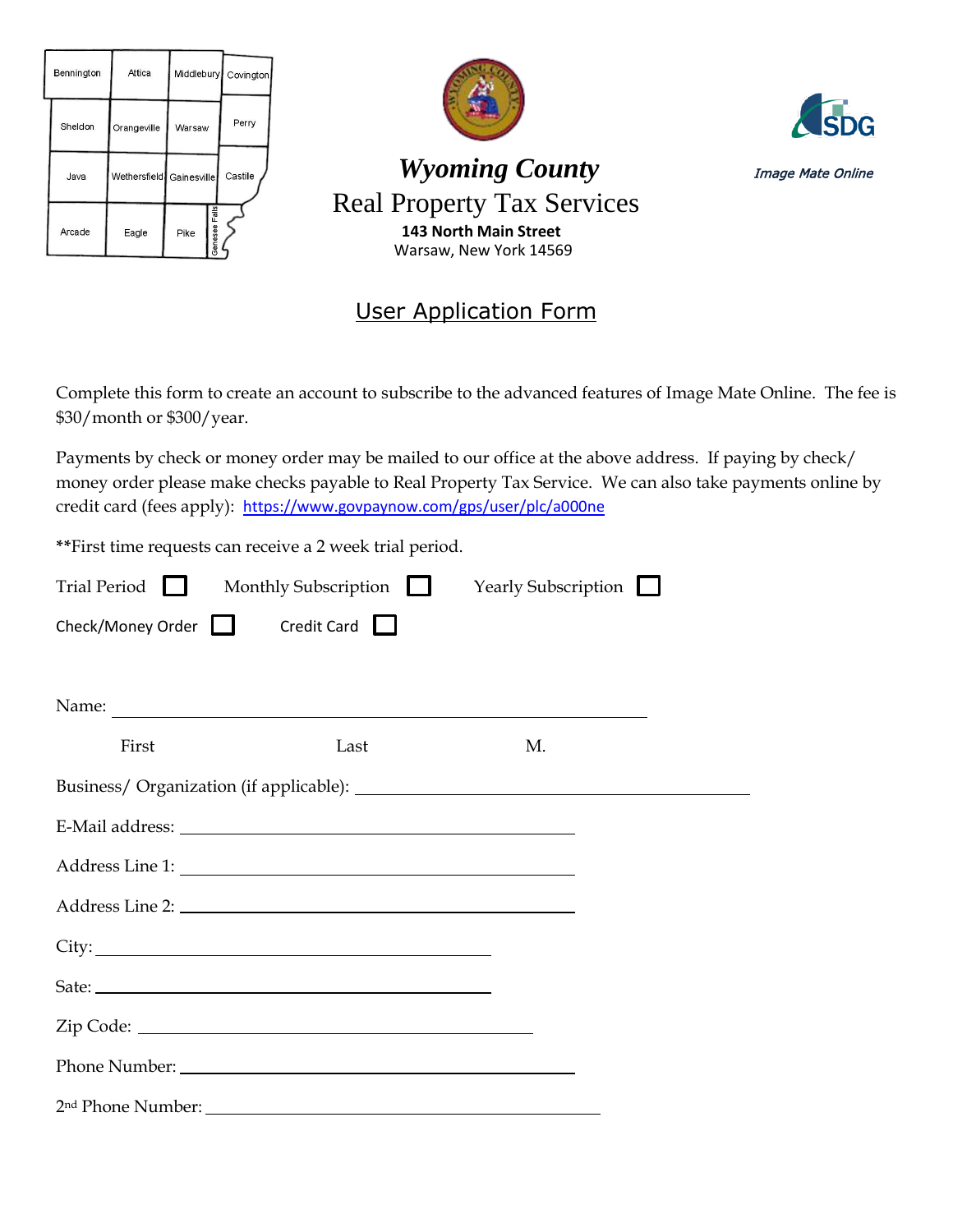Wyoming County

Real Property Tax Services

143 North Main Street

Warsaw, New York 14569

Image Mate Online

# User Application Form

Complete this form to create an account to subscribe to the advanced features of Image Mate Online. The fee is $30/month or $300/year.

Payments by check or money order may be mailed to our office at the above address. If paying by check/ money order please make checks payable to Real Property Tax Service. We can also take payments online by credit card (fees apply): https://www.govpaynow.com/gps/user/plc/a000ne

**First time requests can receive a 2 week trial period.

Trial Period ☐ Monthly Subscription ☐ Yearly Subscription ☐

Check/Money Order ☐ Credit Card ☐

Name: ______________________________________________

First Last M.

Business/ Organization (if applicable): ______________________________

E-Mail address: ______________________________

Address Line 1: ______________________________

Address Line 2: ______________________________

City: ______________________________

Sate: ______________________________

Zip Code: ______________________________

Phone Number: ______________________________

2nd Phone Number: ______________________________